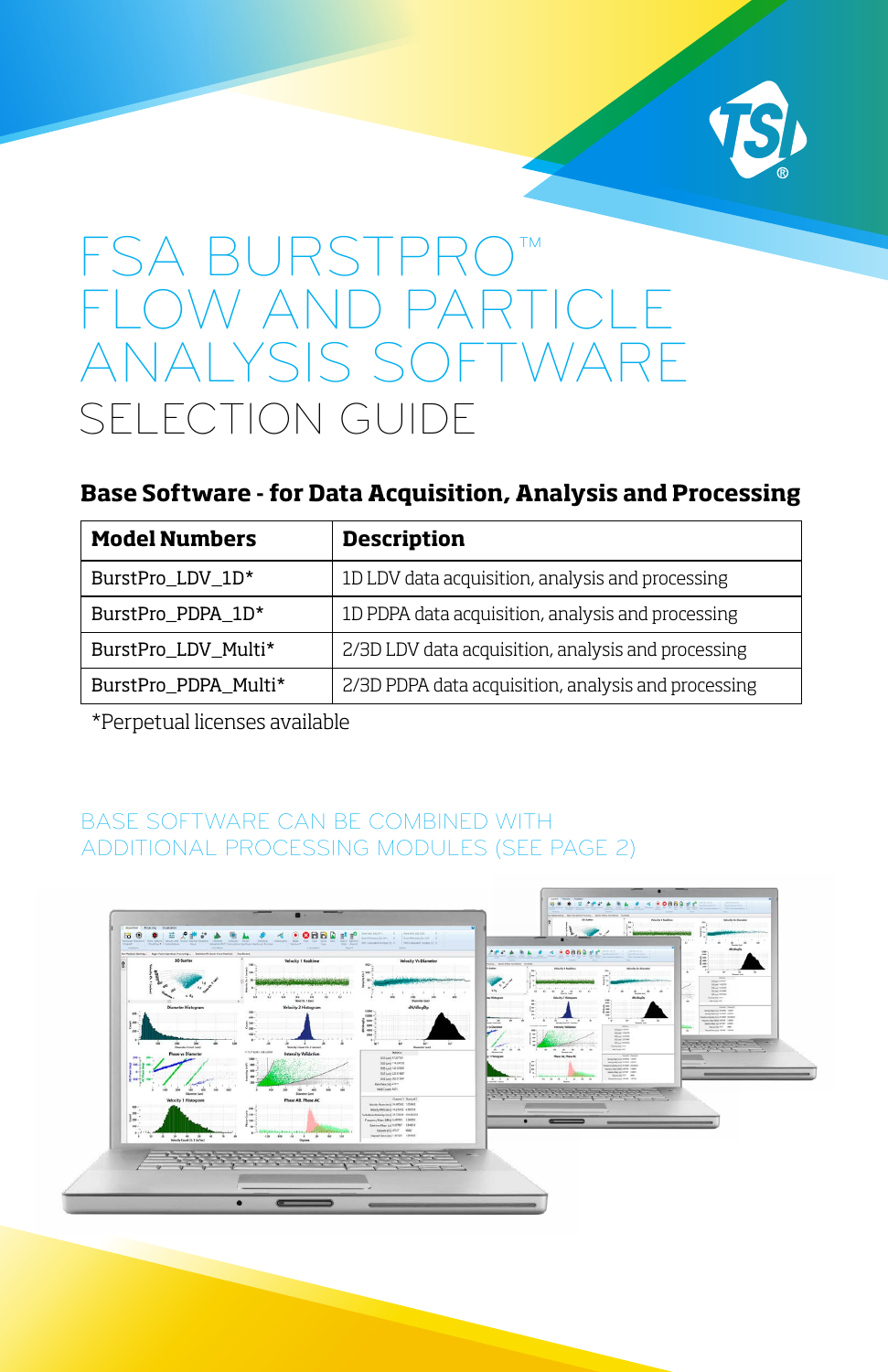# FSA BURSTPRO™ FLOW AND PARTICLE ANALYSIS SOFTWARE

## SELECTION GUIDE

### Base Software - for Data Acquisition, Analysis and Processing

| Model Numbers | Description |
|---|---|
| BurstPro_LDV_1D* | 1D LDV data acquisition, analysis and processing |
| BurstPro_PDPA_1D* | 1D PDPA data acquisition, analysis and processing |
| BurstPro_LDV_Multi* | 2/3D LDV data acquisition, analysis and processing |
| BurstPro_PDPA_Multi* | 2/3D PDPA data acquisition, analysis and processing |

*Perpetual licenses available

BASE SOFTWARE CAN BE COMBINED WITH ADDITIONAL PROCESSING MODULES (SEE PAGE 2)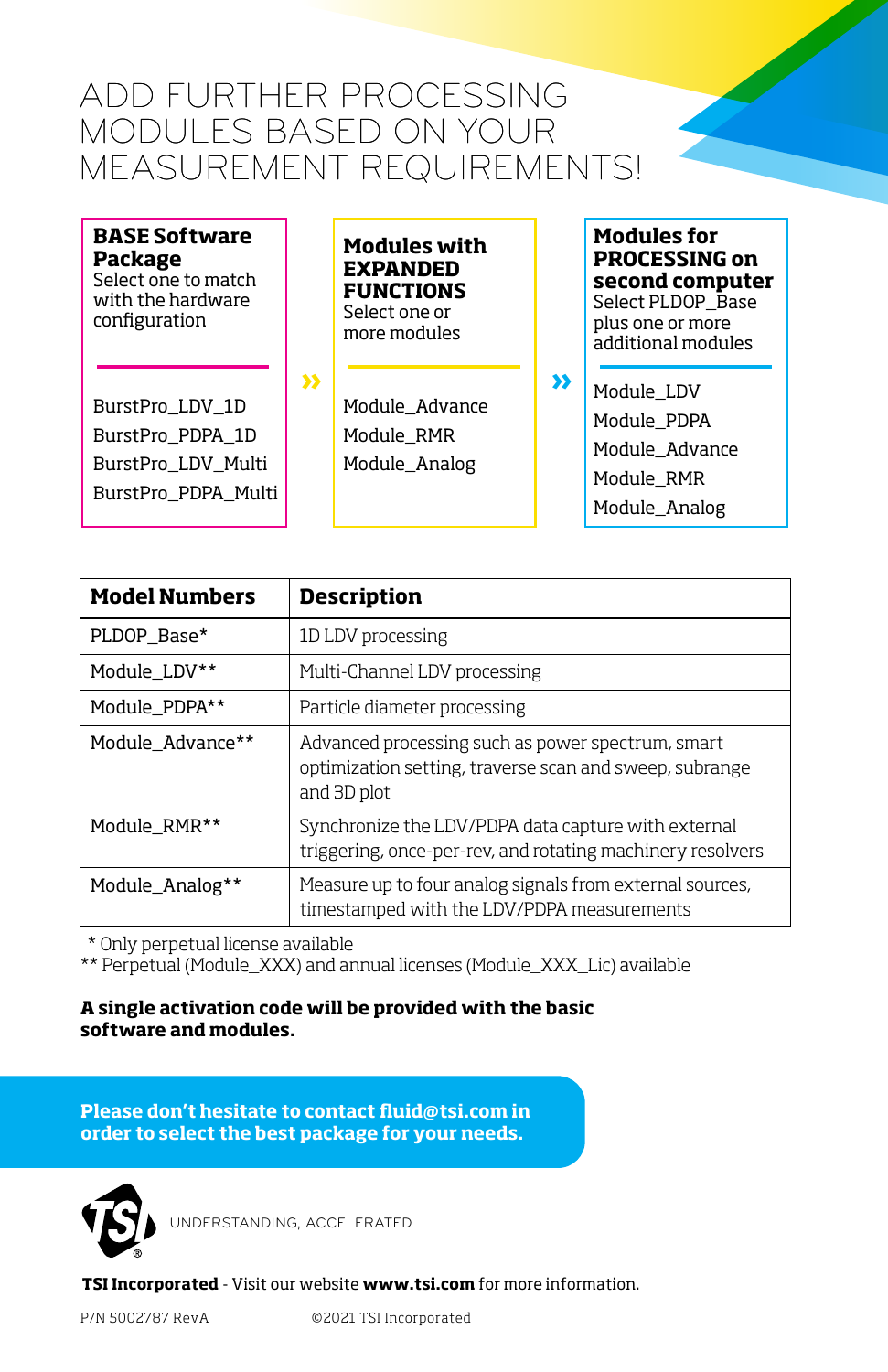# ADD FURTHER PROCESSING MODULES BASED ON YOUR MEASUREMENT REQUIREMENTS!

**BASE Software Package**
Select one to match with the hardware configuration

- BurstPro_LDV_1D
- BurstPro_PDPA_1D
- BurstPro_LDV_Multi
- BurstPro_PDPA_Multi

»

**Modules with EXPANDED FUNCTIONS**
Select one or more modules

- Module_Advance
- Module_RMR
- Module_Analog

»

**Modules for PROCESSING on second computer**
Select PLDOP_Base plus one or more additional modules

- Module_LDV
- Module_PDPA
- Module_Advance
- Module_RMR
- Module_Analog

| Model Numbers | Description |
|---|---|
| PLDOP_Base* | 1D LDV processing |
| Module_LDV** | Multi-Channel LDV processing |
| Module_PDPA** | Particle diameter processing |
| Module_Advance** | Advanced processing such as power spectrum, smart optimization setting, traverse scan and sweep, subrange and 3D plot |
| Module_RMR** | Synchronize the LDV/PDPA data capture with external triggering, once-per-rev, and rotating machinery resolvers |
| Module_Analog** | Measure up to four analog signals from external sources, timestamped with the LDV/PDPA measurements |

\* Only perpetual license available
** Perpetual (Module_XXX) and annual licenses (Module_XXX_Lic) available

**A single activation code will be provided with the basic software and modules.**

**Please don't hesitate to contact fluid@tsi.com in order to select the best package for your needs.**

UNDERSTANDING, ACCELERATED

**TSI Incorporated** - Visit our website **www.tsi.com** for more information.

P/N 5002787 RevA ©2021 TSI Incorporated